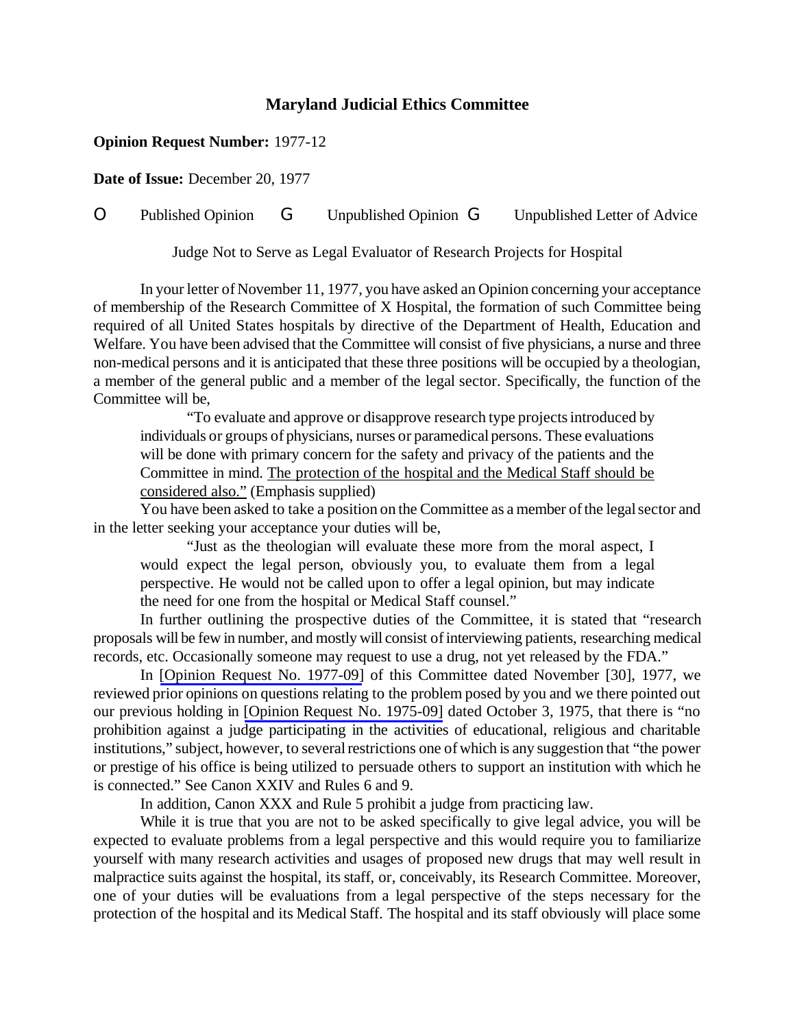# Maryland Judicial Ethics Committee

**Opinion Request Number:** 1977-12

**Date of Issue:** December 20, 1977

O Published Opinion G Unpublished Opinion G Unpublished Letter of Advice

Judge Not to Serve as Legal Evaluator of Research Projects for Hospital

In your letter of November 11, 1977, you have asked an Opinion concerning your acceptance of membership of the Research Committee of X Hospital, the formation of such Committee being required of all United States hospitals by directive of the Department of Health, Education and Welfare. You have been advised that the Committee will consist of five physicians, a nurse and three non-medical persons and it is anticipated that these three positions will be occupied by a theologian, a member of the general public and a member of the legal sector. Specifically, the function of the Committee will be,

> "To evaluate and approve or disapprove research type projects introduced by individuals or groups of physicians, nurses or paramedical persons. These evaluations will be done with primary concern for the safety and privacy of the patients and the Committee in mind. <u>The protection of the hospital and the Medical Staff should be considered also."</u> (Emphasis supplied)

You have been asked to take a position on the Committee as a member of the legal sector and in the letter seeking your acceptance your duties will be,

> "Just as the theologian will evaluate these more from the moral aspect, I would expect the legal person, obviously you, to evaluate them from a legal perspective. He would not be called upon to offer a legal opinion, but may indicate the need for one from the hospital or Medical Staff counsel."

In further outlining the prospective duties of the Committee, it is stated that "research proposals will be few in number, and mostly will consist of interviewing patients, researching medical records, etc. Occasionally someone may request to use a drug, not yet released by the FDA."

In [Opinion Request No. 1977-09] of this Committee dated November [30], 1977, we reviewed prior opinions on questions relating to the problem posed by you and we there pointed out our previous holding in [Opinion Request No. 1975-09] dated October 3, 1975, that there is "no prohibition against a judge participating in the activities of educational, religious and charitable institutions," subject, however, to several restrictions one of which is any suggestion that "the power or prestige of his office is being utilized to persuade others to support an institution with which he is connected." See Canon XXIV and Rules 6 and 9.

In addition, Canon XXX and Rule 5 prohibit a judge from practicing law.

While it is true that you are not to be asked specifically to give legal advice, you will be expected to evaluate problems from a legal perspective and this would require you to familiarize yourself with many research activities and usages of proposed new drugs that may well result in malpractice suits against the hospital, its staff, or, conceivably, its Research Committee. Moreover, one of your duties will be evaluations from a legal perspective of the steps necessary for the protection of the hospital and its Medical Staff. The hospital and its staff obviously will place some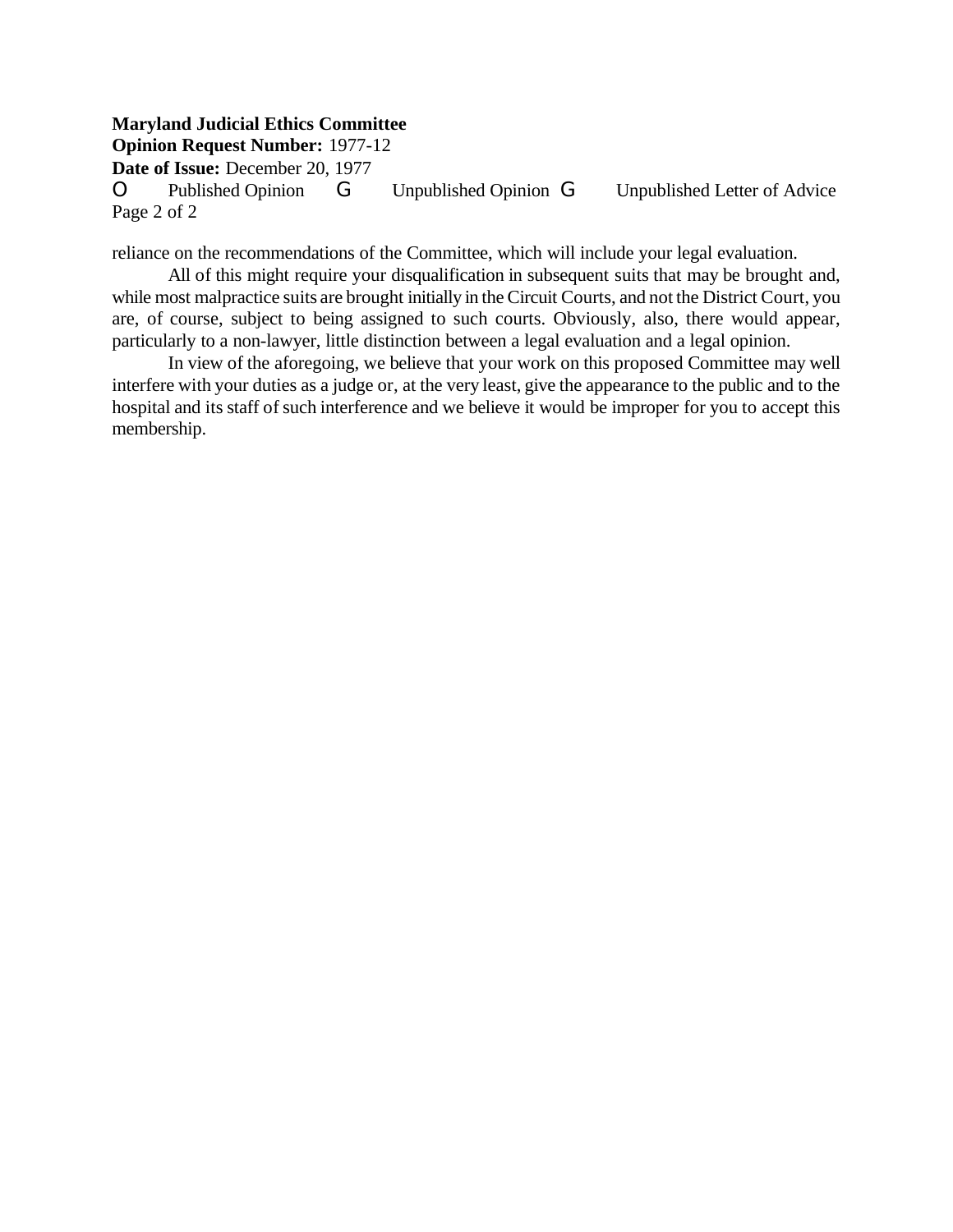reliance on the recommendations of the Committee, which will include your legal evaluation.

All of this might require your disqualification in subsequent suits that may be brought and, while most malpractice suits are brought initially in the Circuit Courts, and not the District Court, you are, of course, subject to being assigned to such courts. Obviously, also, there would appear, particularly to a non-lawyer, little distinction between a legal evaluation and a legal opinion.

In view of the aforegoing, we believe that your work on this proposed Committee may well interfere with your duties as a judge or, at the very least, give the appearance to the public and to the hospital and its staff of such interference and we believe it would be improper for you to accept this membership.